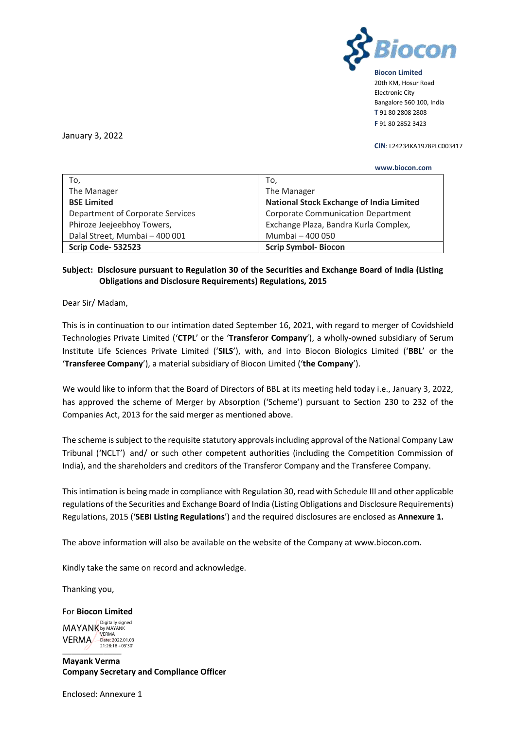**Biocon Limited**
20th KM, Hosur Road
Electronic City
Bangalore 560 100, India
**T** 91 80 2808 2808
**F** 91 80 2852 3423

**CIN**: L24234KA1978PLC003417

**www.biocon.com**

January 3, 2022

| To, The Manager **BSE Limited** Department of Corporate Services Phiroze Jeejeebhoy Towers, Dalal Street, Mumbai – 400 001 | To, The Manager **National Stock Exchange of India Limited** Corporate Communication Department Exchange Plaza, Bandra Kurla Complex, Mumbai – 400 050 |
|---|---|
| **Scrip Code- 532523** | **Scrip Symbol- Biocon** |

**Subject: Disclosure pursuant to Regulation 30 of the Securities and Exchange Board of India (Listing Obligations and Disclosure Requirements) Regulations, 2015**

Dear Sir/ Madam,

This is in continuation to our intimation dated September 16, 2021, with regard to merger of Covidshield Technologies Private Limited ('**CTPL**' or the '**Transferor Company**'), a wholly-owned subsidiary of Serum Institute Life Sciences Private Limited ('**SILS**'), with, and into Biocon Biologics Limited ('**BBL**' or the '**Transferee Company**'), a material subsidiary of Biocon Limited ('**the Company**').

We would like to inform that the Board of Directors of BBL at its meeting held today i.e., January 3, 2022, has approved the scheme of Merger by Absorption ('Scheme') pursuant to Section 230 to 232 of the Companies Act, 2013 for the said merger as mentioned above.

The scheme is subject to the requisite statutory approvals including approval of the National Company Law Tribunal ('NCLT') and/ or such other competent authorities (including the Competition Commission of India), and the shareholders and creditors of the Transferor Company and the Transferee Company.

This intimation is being made in compliance with Regulation 30, read with Schedule III and other applicable regulations of the Securities and Exchange Board of India (Listing Obligations and Disclosure Requirements) Regulations, 2015 ('**SEBI Listing Regulations**') and the required disclosures are enclosed as **Annexure 1.**

The above information will also be available on the website of the Company at www.biocon.com.

Kindly take the same on record and acknowledge.

Thanking you,

For **Biocon Limited**

MAYANK VERMA
Digitally signed by MAYANK VERMA
Date: 2022.01.03 21:28:18 +05'30'

**Mayank Verma**
**Company Secretary and Compliance Officer**

Enclosed: Annexure 1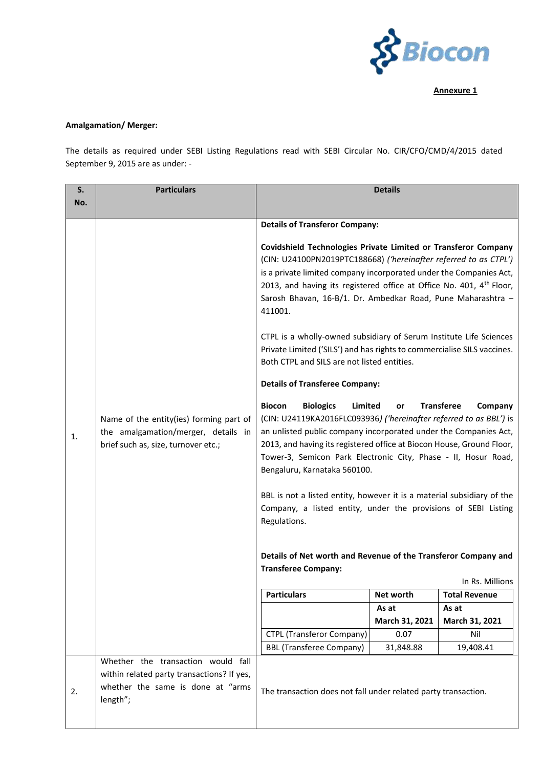**Annexure 1**

**Amalgamation/ Merger:**

The details as required under SEBI Listing Regulations read with SEBI Circular No. CIR/CFO/CMD/4/2015 dated September 9, 2015 are as under: -

| S. No. | Particulars | Details |
|---|---|---|
| 1. | Name of the entity(ies) forming part of the amalgamation/merger, details in brief such as, size, turnover etc.; | **Details of Transferor Company:**<br><br>**Covidshield Technologies Private Limited or Transferor Company** (CIN: U24100PN2019PTC188668) *('hereinafter referred to as CTPL')* is a private limited company incorporated under the Companies Act, 2013, and having its registered office at Office No. 401, 4th Floor, Sarosh Bhavan, 16-B/1. Dr. Ambedkar Road, Pune Maharashtra – 411001.<br><br>CTPL is a wholly-owned subsidiary of Serum Institute Life Sciences Private Limited ('SILS') and has rights to commercialise SILS vaccines. Both CTPL and SILS are not listed entities.<br><br>**Details of Transferee Company:**<br><br>**Biocon Biologics Limited or Transferee Company** (CIN: U24119KA2016FLC093936*) ('hereinafter referred to as BBL')* is an unlisted public company incorporated under the Companies Act, 2013, and having its registered office at Biocon House, Ground Floor, Tower-3, Semicon Park Electronic City, Phase - II, Hosur Road, Bengaluru, Karnataka 560100.<br><br>BBL is not a listed entity, however it is a material subsidiary of the Company, a listed entity, under the provisions of SEBI Listing Regulations.<br><br>**Details of Net worth and Revenue of the Transferor Company and Transferee Company:**<br><br>In Rs. Millions<br><br>Particulars / Net worth As at March 31, 2021 / Total Revenue As at March 31, 2021<br>CTPL (Transferor Company) / 0.07 / Nil<br>BBL (Transferee Company) / 31,848.88 / 19,408.41 |
| 2. | Whether the transaction would fall within related party transactions? If yes, whether the same is done at "arms length"; | The transaction does not fall under related party transaction. |

In Rs. Millions

| Particulars | Net worth As at March 31, 2021 | Total Revenue As at March 31, 2021 |
|---|---|---|
| CTPL (Transferor Company) | 0.07 | Nil |
| BBL (Transferee Company) | 31,848.88 | 19,408.41 |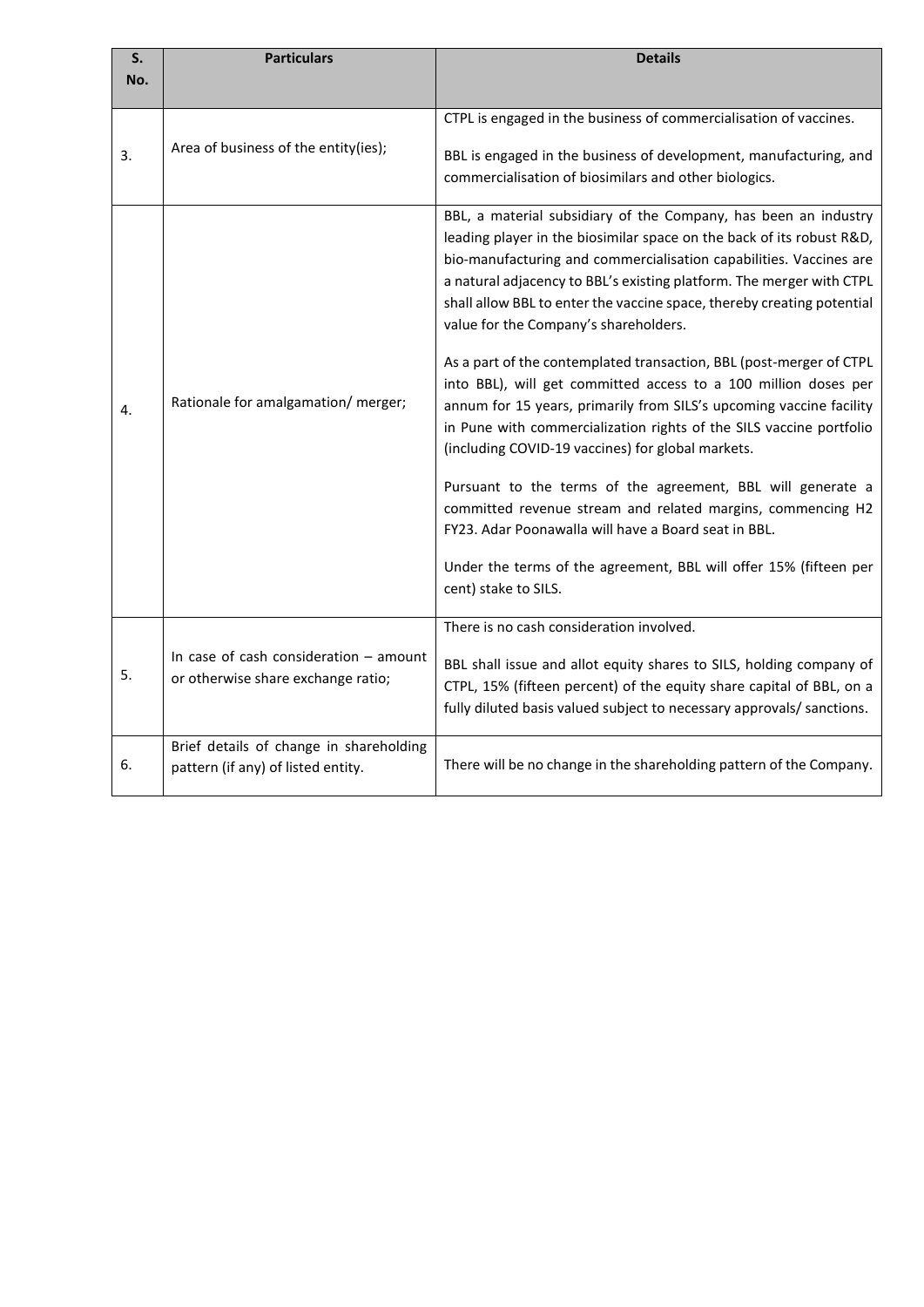| S. No. | Particulars | Details |
|---|---|---|
| 3. | Area of business of the entity(ies); | CTPL is engaged in the business of commercialisation of vaccines.<br><br>BBL is engaged in the business of development, manufacturing, and commercialisation of biosimilars and other biologics. |
| 4. | Rationale for amalgamation/ merger; | BBL, a material subsidiary of the Company, has been an industry leading player in the biosimilar space on the back of its robust R&D, bio-manufacturing and commercialisation capabilities. Vaccines are a natural adjacency to BBL's existing platform. The merger with CTPL shall allow BBL to enter the vaccine space, thereby creating potential value for the Company's shareholders.<br><br>As a part of the contemplated transaction, BBL (post-merger of CTPL into BBL), will get committed access to a 100 million doses per annum for 15 years, primarily from SILS's upcoming vaccine facility in Pune with commercialization rights of the SILS vaccine portfolio (including COVID-19 vaccines) for global markets.<br><br>Pursuant to the terms of the agreement, BBL will generate a committed revenue stream and related margins, commencing H2 FY23. Adar Poonawalla will have a Board seat in BBL.<br><br>Under the terms of the agreement, BBL will offer 15% (fifteen per cent) stake to SILS. |
| 5. | In case of cash consideration – amount or otherwise share exchange ratio; | There is no cash consideration involved.<br><br>BBL shall issue and allot equity shares to SILS, holding company of CTPL, 15% (fifteen percent) of the equity share capital of BBL, on a fully diluted basis valued subject to necessary approvals/ sanctions. |
| 6. | Brief details of change in shareholding pattern (if any) of listed entity. | There will be no change in the shareholding pattern of the Company. |